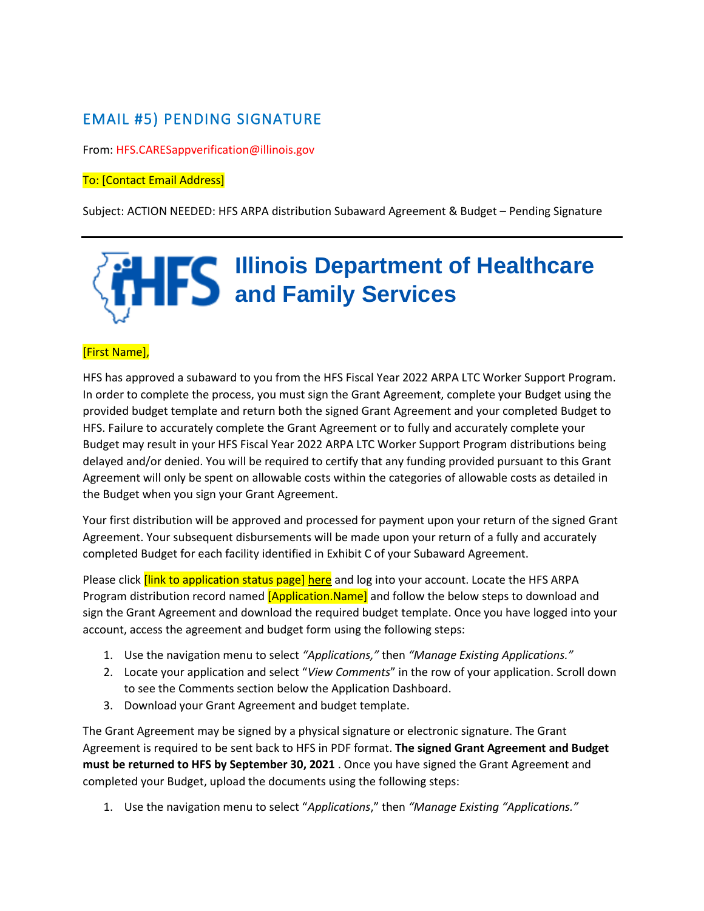## EMAIL #5) PENDING SIGNATURE

From: HFS.CARESappverification@illinois.gov

To: [Contact Email Address]

Subject: ACTION NEEDED: HFS ARPA distribution Subaward Agreement & Budget – Pending Signature

---

# Illinois Department of Healthcare and Family Services

[First Name],

HFS has approved a subaward to you from the HFS Fiscal Year 2022 ARPA LTC Worker Support Program. In order to complete the process, you must sign the Grant Agreement, complete your Budget using the provided budget template and return both the signed Grant Agreement and your completed Budget to HFS. Failure to accurately complete the Grant Agreement or to fully and accurately complete your Budget may result in your HFS Fiscal Year 2022 ARPA LTC Worker Support Program distributions being delayed and/or denied. You will be required to certify that any funding provided pursuant to this Grant Agreement will only be spent on allowable costs within the categories of allowable costs as detailed in the Budget when you sign your Grant Agreement.

Your first distribution will be approved and processed for payment upon your return of the signed Grant Agreement. Your subsequent disbursements will be made upon your return of a fully and accurately completed Budget for each facility identified in Exhibit C of your Subaward Agreement.

Please click [link to application status page] here and log into your account. Locate the HFS ARPA Program distribution record named [Application.Name] and follow the below steps to download and sign the Grant Agreement and download the required budget template. Once you have logged into your account, access the agreement and budget form using the following steps:

1. Use the navigation menu to select *"Applications,"* then *"Manage Existing Applications."*
2. Locate your application and select "*View Comments*" in the row of your application. Scroll down to see the Comments section below the Application Dashboard.
3. Download your Grant Agreement and budget template.

The Grant Agreement may be signed by a physical signature or electronic signature. The Grant Agreement is required to be sent back to HFS in PDF format. **The signed Grant Agreement and Budget must be returned to HFS by September 30, 2021** . Once you have signed the Grant Agreement and completed your Budget, upload the documents using the following steps:

1. Use the navigation menu to select "*Applications*," then *"Manage Existing "Applications."*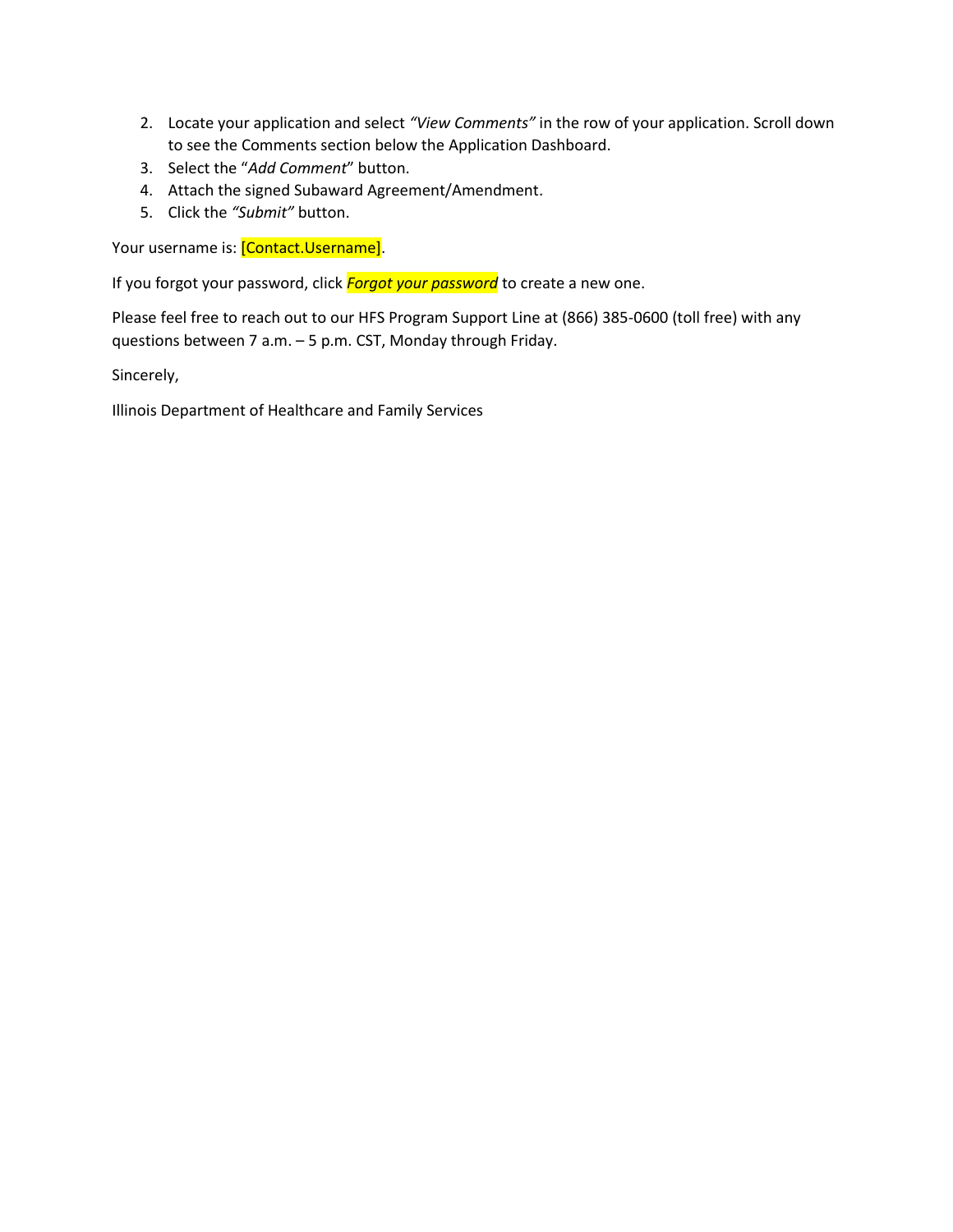2. Locate your application and select *"View Comments"* in the row of your application. Scroll down to see the Comments section below the Application Dashboard.
3. Select the "*Add Comment*" button.
4. Attach the signed Subaward Agreement/Amendment.
5. Click the *"Submit"* button.

Your username is: [Contact.Username].

If you forgot your password, click *Forgot your password* to create a new one.

Please feel free to reach out to our HFS Program Support Line at (866) 385-0600 (toll free) with any questions between 7 a.m. – 5 p.m. CST, Monday through Friday.

Sincerely,

Illinois Department of Healthcare and Family Services